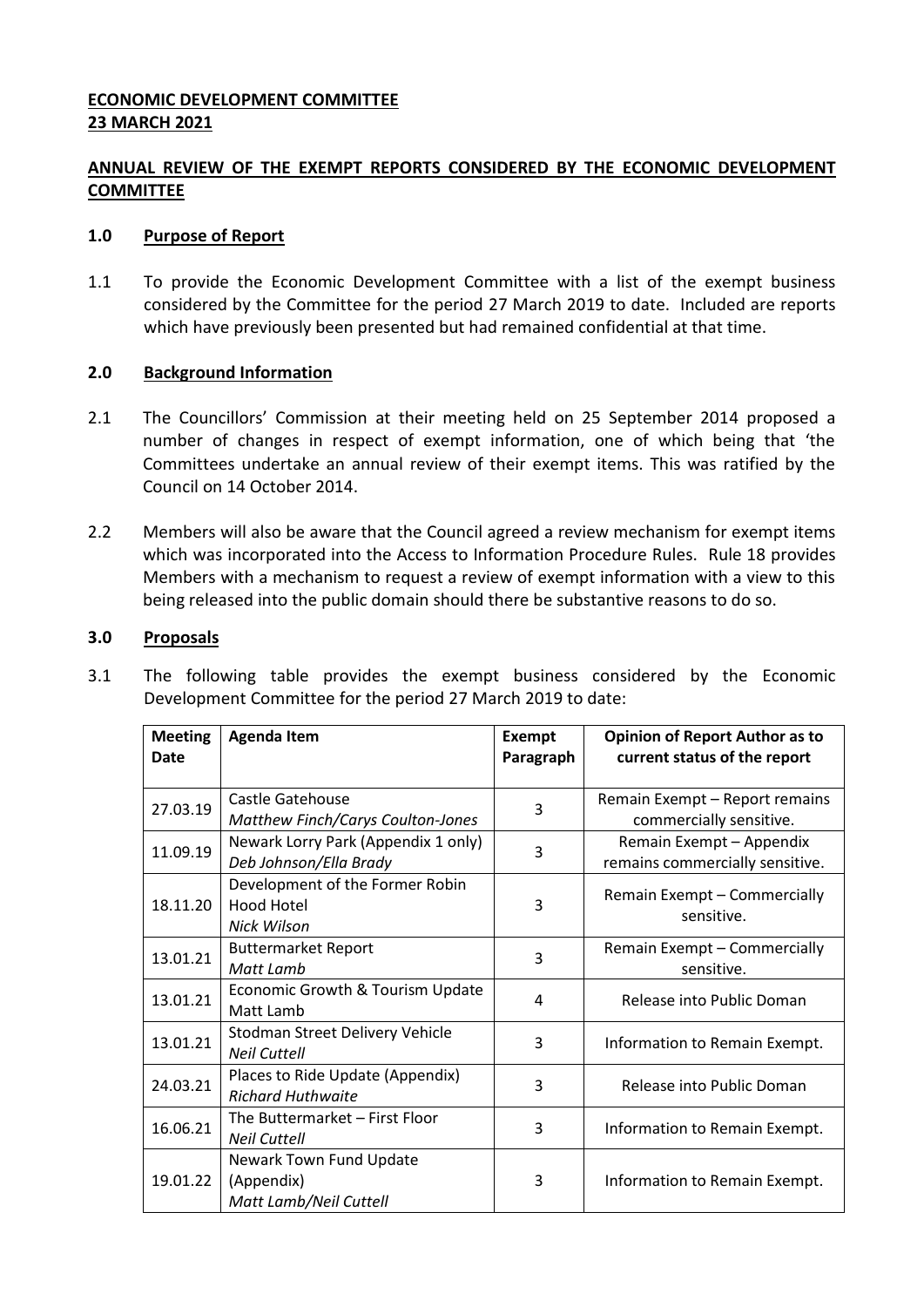**ECONOMIC DEVELOPMENT COMMITTEE**
**23 MARCH 2021**

**ANNUAL REVIEW OF THE EXEMPT REPORTS CONSIDERED BY THE ECONOMIC DEVELOPMENT COMMITTEE**

## 1.0 Purpose of Report

1.1 To provide the Economic Development Committee with a list of the exempt business considered by the Committee for the period 27 March 2019 to date. Included are reports which have previously been presented but had remained confidential at that time.

## 2.0 Background Information

2.1 The Councillors' Commission at their meeting held on 25 September 2014 proposed a number of changes in respect of exempt information, one of which being that 'the Committees undertake an annual review of their exempt items. This was ratified by the Council on 14 October 2014.

2.2 Members will also be aware that the Council agreed a review mechanism for exempt items which was incorporated into the Access to Information Procedure Rules. Rule 18 provides Members with a mechanism to request a review of exempt information with a view to this being released into the public domain should there be substantive reasons to do so.

## 3.0 Proposals

3.1 The following table provides the exempt business considered by the Economic Development Committee for the period 27 March 2019 to date:

| Meeting Date | Agenda Item | Exempt Paragraph | Opinion of Report Author as to current status of the report |
|---|---|---|---|
| 27.03.19 | Castle Gatehouse<br>*Matthew Finch/Carys Coulton-Jones* | 3 | Remain Exempt – Report remains commercially sensitive. |
| 11.09.19 | Newark Lorry Park (Appendix 1 only)<br>*Deb Johnson/Ella Brady* | 3 | Remain Exempt – Appendix remains commercially sensitive. |
| 18.11.20 | Development of the Former Robin Hood Hotel<br>*Nick Wilson* | 3 | Remain Exempt – Commercially sensitive. |
| 13.01.21 | Buttermarket Report<br>*Matt Lamb* | 3 | Remain Exempt – Commercially sensitive. |
| 13.01.21 | Economic Growth & Tourism Update<br>Matt Lamb | 4 | Release into Public Doman |
| 13.01.21 | Stodman Street Delivery Vehicle<br>*Neil Cuttell* | 3 | Information to Remain Exempt. |
| 24.03.21 | Places to Ride Update (Appendix)<br>*Richard Huthwaite* | 3 | Release into Public Doman |
| 16.06.21 | The Buttermarket – First Floor<br>*Neil Cuttell* | 3 | Information to Remain Exempt. |
| 19.01.22 | Newark Town Fund Update (Appendix)<br>*Matt Lamb/Neil Cuttell* | 3 | Information to Remain Exempt. |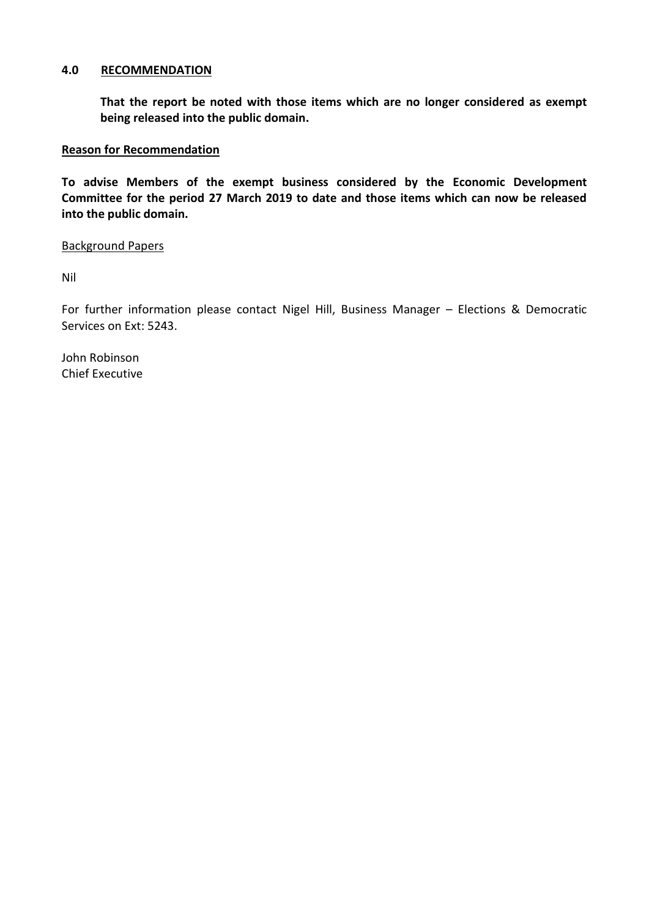## 4.0 RECOMMENDATION

**That the report be noted with those items which are no longer considered as exempt being released into the public domain.**

**Reason for Recommendation**

**To advise Members of the exempt business considered by the Economic Development Committee for the period 27 March 2019 to date and those items which can now be released into the public domain.**

Background Papers

Nil

For further information please contact Nigel Hill, Business Manager – Elections & Democratic Services on Ext: 5243.

John Robinson
Chief Executive